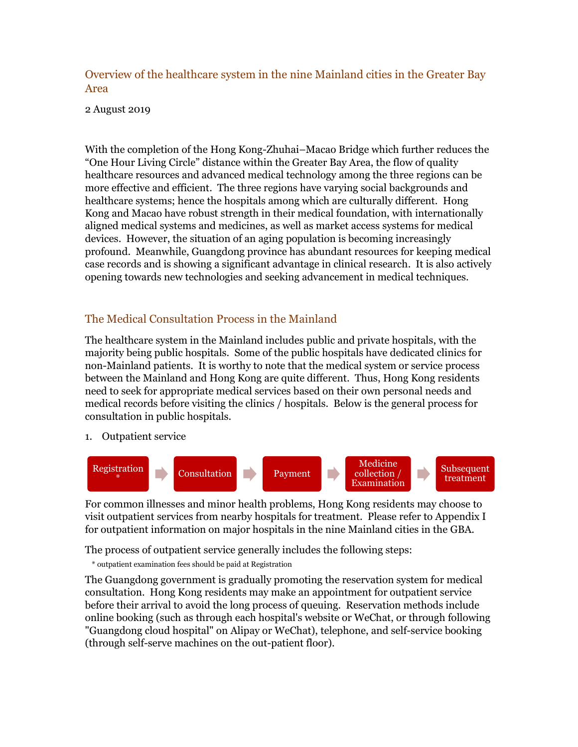## Overview of the healthcare system in the nine Mainland cities in the Greater Bay Area

2 August 2019

With the completion of the Hong Kong-Zhuhai–Macao Bridge which further reduces the "One Hour Living Circle" distance within the Greater Bay Area, the flow of quality healthcare resources and advanced medical technology among the three regions can be more effective and efficient. The three regions have varying social backgrounds and healthcare systems; hence the hospitals among which are culturally different. Hong Kong and Macao have robust strength in their medical foundation, with internationally aligned medical systems and medicines, as well as market access systems for medical devices. However, the situation of an aging population is becoming increasingly profound. Meanwhile, Guangdong province has abundant resources for keeping medical case records and is showing a significant advantage in clinical research. It is also actively opening towards new technologies and seeking advancement in medical techniques.

## The Medical Consultation Process in the Mainland

The healthcare system in the Mainland includes public and private hospitals, with the majority being public hospitals. Some of the public hospitals have dedicated clinics for non-Mainland patients. It is worthy to note that the medical system or service process between the Mainland and Hong Kong are quite different. Thus, Hong Kong residents need to seek for appropriate medical services based on their own personal needs and medical records before visiting the clinics / hospitals. Below is the general process for consultation in public hospitals.

1. Outpatient service

Registration * → Consultation → Payment → Medicine collection / Examination → Subsequent treatment

For common illnesses and minor health problems, Hong Kong residents may choose to visit outpatient services from nearby hospitals for treatment. Please refer to Appendix I for outpatient information on major hospitals in the nine Mainland cities in the GBA.

The process of outpatient service generally includes the following steps:

\* outpatient examination fees should be paid at Registration

The Guangdong government is gradually promoting the reservation system for medical consultation. Hong Kong residents may make an appointment for outpatient service before their arrival to avoid the long process of queuing. Reservation methods include online booking (such as through each hospital's website or WeChat, or through following "Guangdong cloud hospital" on Alipay or WeChat), telephone, and self-service booking (through self-serve machines on the out-patient floor).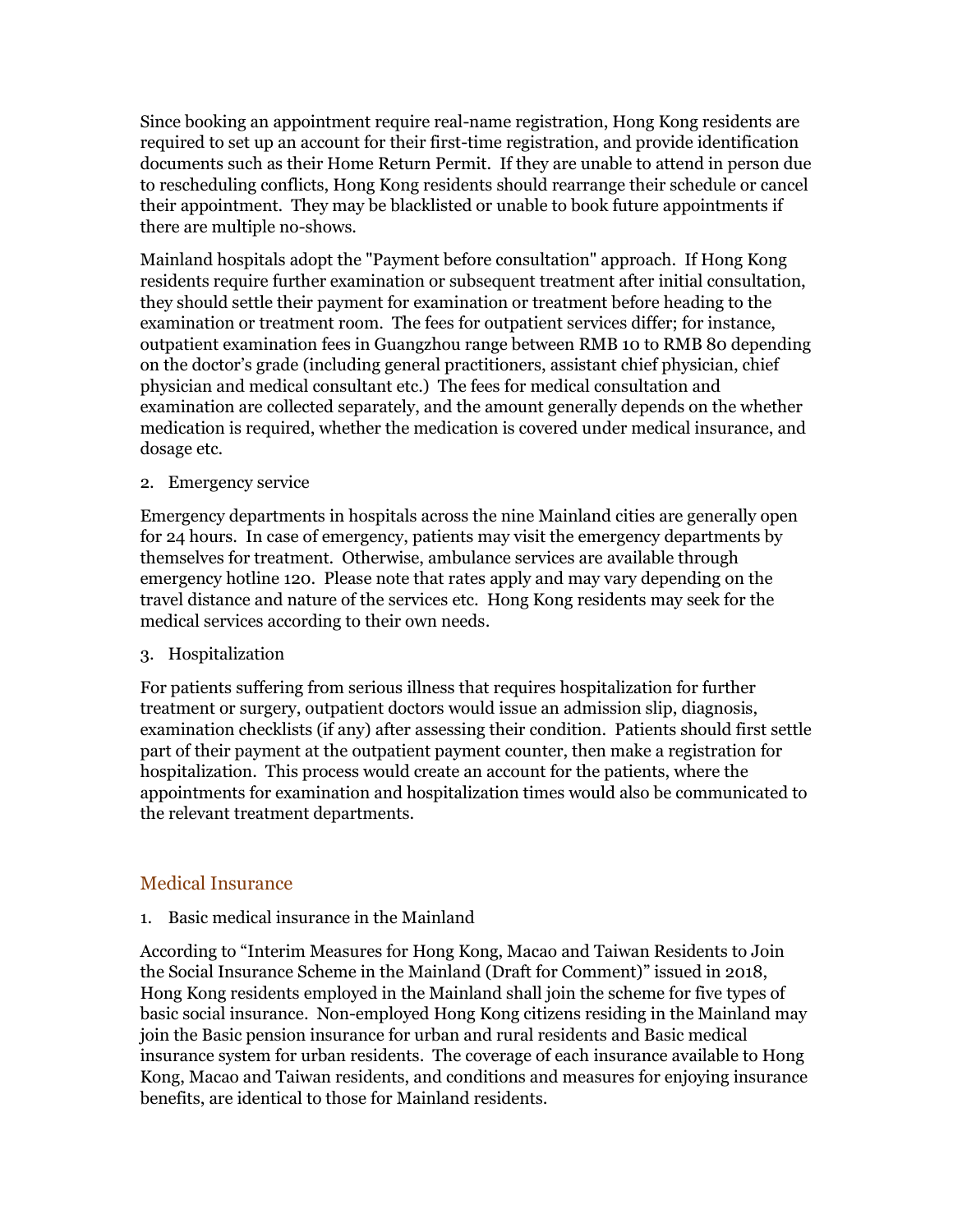Since booking an appointment require real-name registration, Hong Kong residents are required to set up an account for their first-time registration, and provide identification documents such as their Home Return Permit. If they are unable to attend in person due to rescheduling conflicts, Hong Kong residents should rearrange their schedule or cancel their appointment. They may be blacklisted or unable to book future appointments if there are multiple no-shows.

Mainland hospitals adopt the "Payment before consultation" approach. If Hong Kong residents require further examination or subsequent treatment after initial consultation, they should settle their payment for examination or treatment before heading to the examination or treatment room. The fees for outpatient services differ; for instance, outpatient examination fees in Guangzhou range between RMB 10 to RMB 80 depending on the doctor's grade (including general practitioners, assistant chief physician, chief physician and medical consultant etc.) The fees for medical consultation and examination are collected separately, and the amount generally depends on the whether medication is required, whether the medication is covered under medical insurance, and dosage etc.

2. Emergency service

Emergency departments in hospitals across the nine Mainland cities are generally open for 24 hours. In case of emergency, patients may visit the emergency departments by themselves for treatment. Otherwise, ambulance services are available through emergency hotline 120. Please note that rates apply and may vary depending on the travel distance and nature of the services etc. Hong Kong residents may seek for the medical services according to their own needs.

3. Hospitalization

For patients suffering from serious illness that requires hospitalization for further treatment or surgery, outpatient doctors would issue an admission slip, diagnosis, examination checklists (if any) after assessing their condition. Patients should first settle part of their payment at the outpatient payment counter, then make a registration for hospitalization. This process would create an account for the patients, where the appointments for examination and hospitalization times would also be communicated to the relevant treatment departments.

## Medical Insurance

1. Basic medical insurance in the Mainland

According to "Interim Measures for Hong Kong, Macao and Taiwan Residents to Join the Social Insurance Scheme in the Mainland (Draft for Comment)" issued in 2018, Hong Kong residents employed in the Mainland shall join the scheme for five types of basic social insurance. Non-employed Hong Kong citizens residing in the Mainland may join the Basic pension insurance for urban and rural residents and Basic medical insurance system for urban residents. The coverage of each insurance available to Hong Kong, Macao and Taiwan residents, and conditions and measures for enjoying insurance benefits, are identical to those for Mainland residents.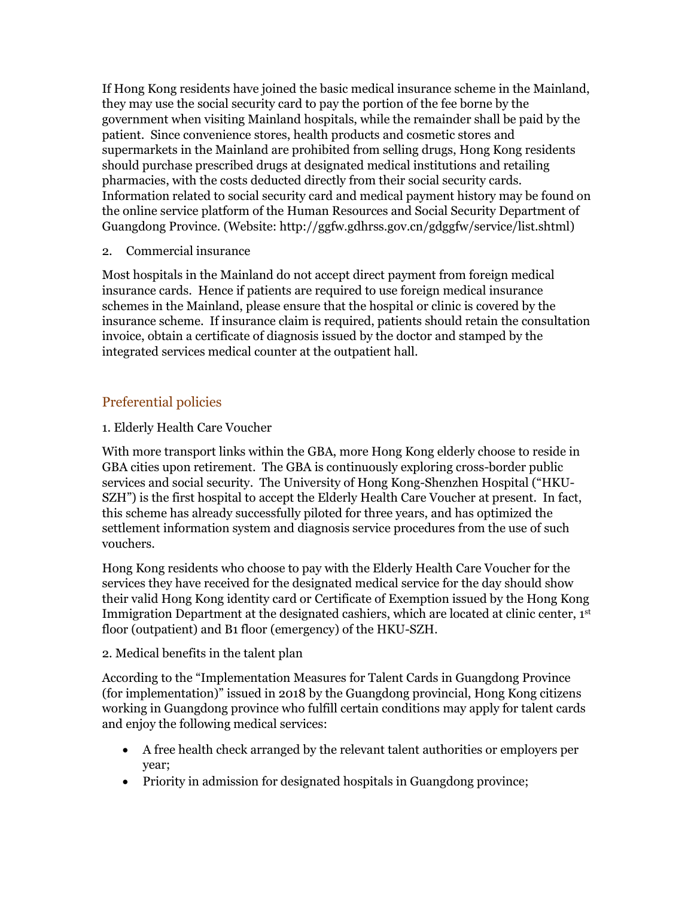If Hong Kong residents have joined the basic medical insurance scheme in the Mainland, they may use the social security card to pay the portion of the fee borne by the government when visiting Mainland hospitals, while the remainder shall be paid by the patient. Since convenience stores, health products and cosmetic stores and supermarkets in the Mainland are prohibited from selling drugs, Hong Kong residents should purchase prescribed drugs at designated medical institutions and retailing pharmacies, with the costs deducted directly from their social security cards. Information related to social security card and medical payment history may be found on the online service platform of the Human Resources and Social Security Department of Guangdong Province. (Website: http://ggfw.gdhrss.gov.cn/gdggfw/service/list.shtml)

2. Commercial insurance

Most hospitals in the Mainland do not accept direct payment from foreign medical insurance cards. Hence if patients are required to use foreign medical insurance schemes in the Mainland, please ensure that the hospital or clinic is covered by the insurance scheme. If insurance claim is required, patients should retain the consultation invoice, obtain a certificate of diagnosis issued by the doctor and stamped by the integrated services medical counter at the outpatient hall.

## Preferential policies

1. Elderly Health Care Voucher

With more transport links within the GBA, more Hong Kong elderly choose to reside in GBA cities upon retirement. The GBA is continuously exploring cross-border public services and social security. The University of Hong Kong-Shenzhen Hospital ("HKU-SZH") is the first hospital to accept the Elderly Health Care Voucher at present. In fact, this scheme has already successfully piloted for three years, and has optimized the settlement information system and diagnosis service procedures from the use of such vouchers.

Hong Kong residents who choose to pay with the Elderly Health Care Voucher for the services they have received for the designated medical service for the day should show their valid Hong Kong identity card or Certificate of Exemption issued by the Hong Kong Immigration Department at the designated cashiers, which are located at clinic center, 1st floor (outpatient) and B1 floor (emergency) of the HKU-SZH.

2. Medical benefits in the talent plan

According to the "Implementation Measures for Talent Cards in Guangdong Province (for implementation)" issued in 2018 by the Guangdong provincial, Hong Kong citizens working in Guangdong province who fulfill certain conditions may apply for talent cards and enjoy the following medical services:

- A free health check arranged by the relevant talent authorities or employers per year;
- Priority in admission for designated hospitals in Guangdong province;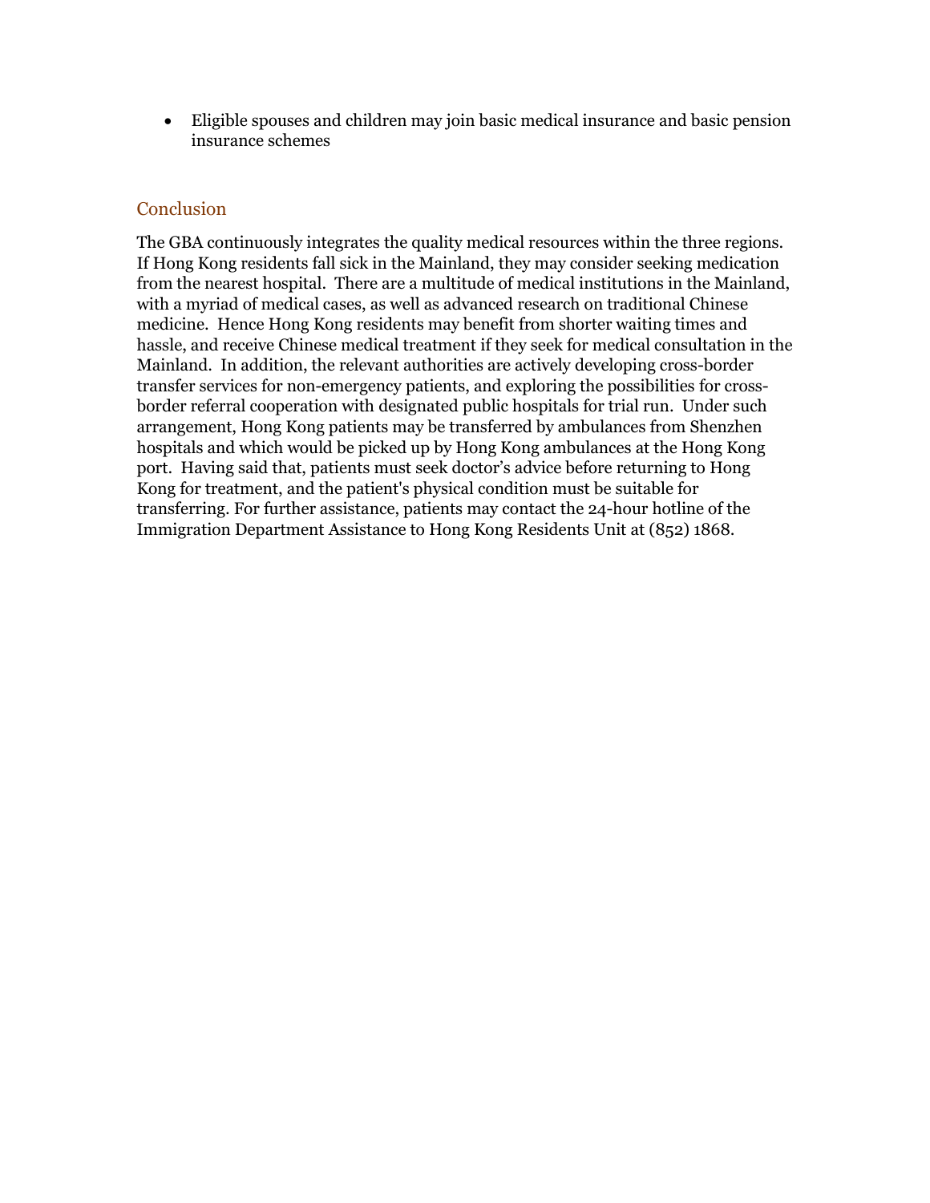- Eligible spouses and children may join basic medical insurance and basic pension insurance schemes

## Conclusion

The GBA continuously integrates the quality medical resources within the three regions. If Hong Kong residents fall sick in the Mainland, they may consider seeking medication from the nearest hospital. There are a multitude of medical institutions in the Mainland, with a myriad of medical cases, as well as advanced research on traditional Chinese medicine. Hence Hong Kong residents may benefit from shorter waiting times and hassle, and receive Chinese medical treatment if they seek for medical consultation in the Mainland. In addition, the relevant authorities are actively developing cross-border transfer services for non-emergency patients, and exploring the possibilities for cross-border referral cooperation with designated public hospitals for trial run. Under such arrangement, Hong Kong patients may be transferred by ambulances from Shenzhen hospitals and which would be picked up by Hong Kong ambulances at the Hong Kong port. Having said that, patients must seek doctor's advice before returning to Hong Kong for treatment, and the patient's physical condition must be suitable for transferring. For further assistance, patients may contact the 24-hour hotline of the Immigration Department Assistance to Hong Kong Residents Unit at (852) 1868.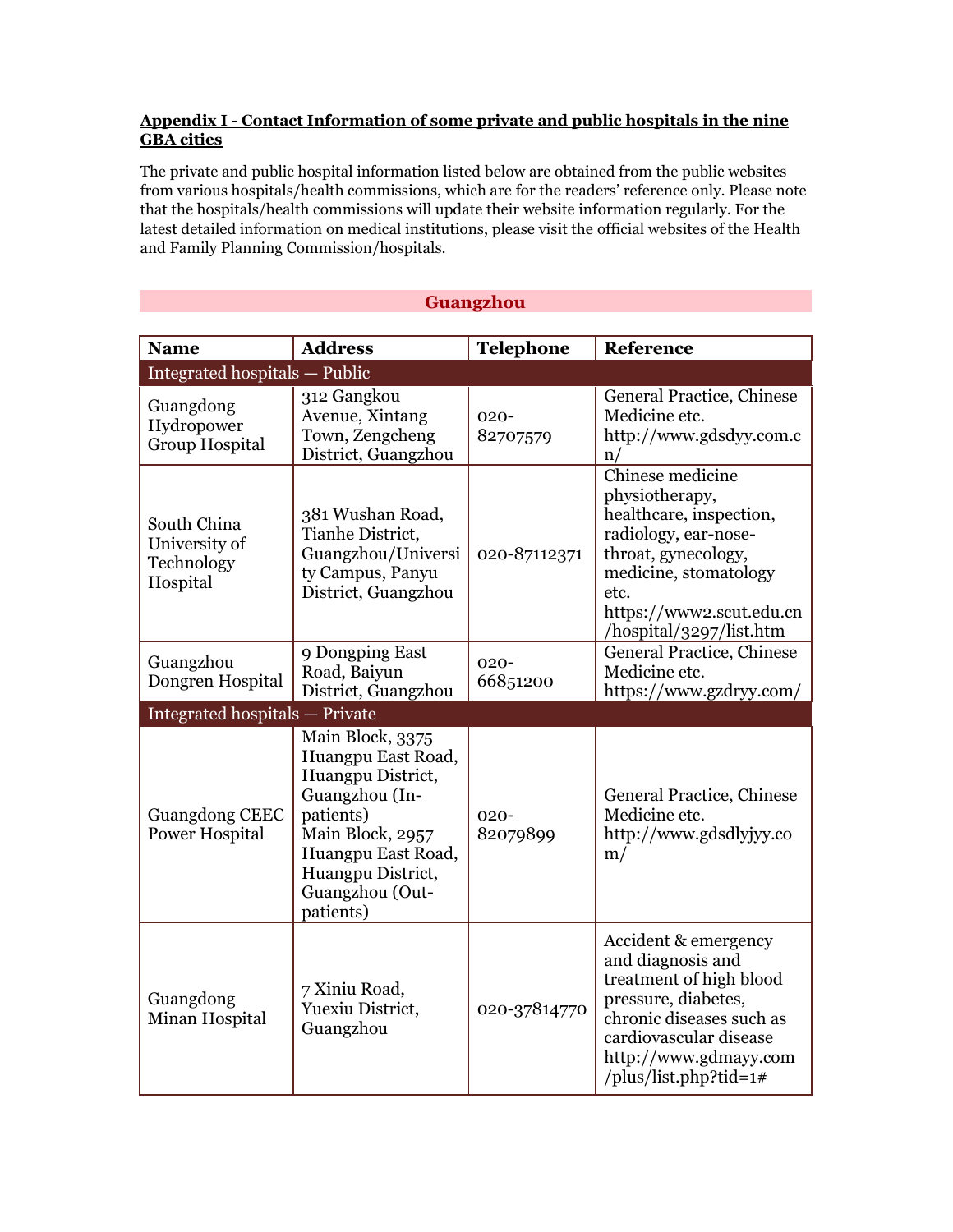**Appendix I - Contact Information of some private and public hospitals in the nine GBA cities**

The private and public hospital information listed below are obtained from the public websites from various hospitals/health commissions, which are for the readers' reference only. Please note that the hospitals/health commissions will update their website information regularly. For the latest detailed information on medical institutions, please visit the official websites of the Health and Family Planning Commission/hospitals.

## Guangzhou

| Name | Address | Telephone | Reference |
|---|---|---|---|
| Integrated hospitals — Public | | | |
| Guangdong Hydropower Group Hospital | 312 Gangkou Avenue, Xintang Town, Zengcheng District, Guangzhou | 020-82707579 | General Practice, Chinese Medicine etc. http://www.gdsdyy.com.cn/ |
| South China University of Technology Hospital | 381 Wushan Road, Tianhe District, Guangzhou/University Campus, Panyu District, Guangzhou | 020-87112371 | Chinese medicine physiotherapy, healthcare, inspection, radiology, ear-nose-throat, gynecology, medicine, stomatology etc. https://www2.scut.edu.cn/hospital/3297/list.htm |
| Guangzhou Dongren Hospital | 9 Dongping East Road, Baiyun District, Guangzhou | 020-66851200 | General Practice, Chinese Medicine etc. https://www.gzdryy.com/ |
| Integrated hospitals — Private | | | |
| Guangdong CEEC Power Hospital | Main Block, 3375 Huangpu East Road, Huangpu District, Guangzhou (In-patients) Main Block, 2957 Huangpu East Road, Huangpu District, Guangzhou (Out-patients) | 020-82079899 | General Practice, Chinese Medicine etc. http://www.gdsdlyjyy.com/ |
| Guangdong Minan Hospital | 7 Xiniu Road, Yuexiu District, Guangzhou | 020-37814770 | Accident & emergency and diagnosis and treatment of high blood pressure, diabetes, chronic diseases such as cardiovascular disease http://www.gdmayy.com/plus/list.php?tid=1# |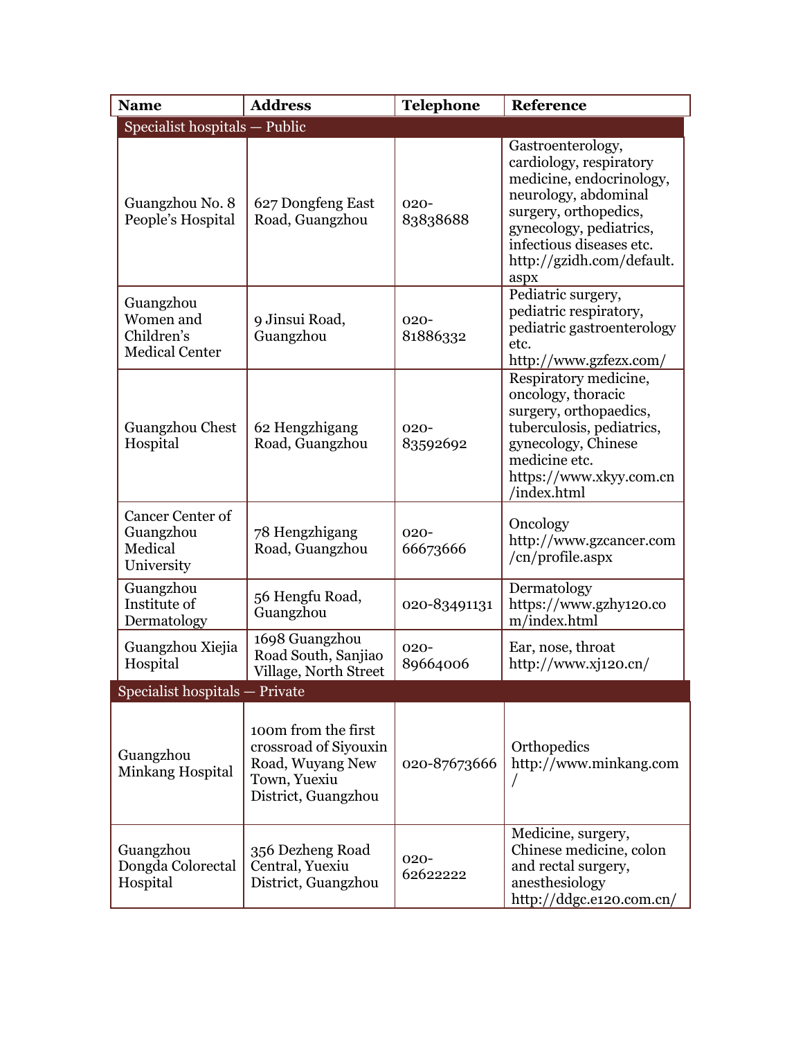| Name | Address | Telephone | Reference |
| --- | --- | --- | --- |
| Specialist hospitals — Public | | | |
| Guangzhou No. 8 People's Hospital | 627 Dongfeng East Road, Guangzhou | 020-83838688 | Gastroenterology, cardiology, respiratory medicine, endocrinology, neurology, abdominal surgery, orthopedics, gynecology, pediatrics, infectious diseases etc. http://gzidh.com/default.aspx |
| Guangzhou Women and Children's Medical Center | 9 Jinsui Road, Guangzhou | 020-81886332 | Pediatric surgery, pediatric respiratory, pediatric gastroenterology etc. http://www.gzfezx.com/ |
| Guangzhou Chest Hospital | 62 Hengzhigang Road, Guangzhou | 020-83592692 | Respiratory medicine, oncology, thoracic surgery, orthopaedics, tuberculosis, pediatrics, gynecology, Chinese medicine etc. https://www.xkyy.com.cn/index.html |
| Cancer Center of Guangzhou Medical University | 78 Hengzhigang Road, Guangzhou | 020-66673666 | Oncology http://www.gzcancer.com/cn/profile.aspx |
| Guangzhou Institute of Dermatology | 56 Hengfu Road, Guangzhou | 020-83491131 | Dermatology https://www.gzhy120.com/index.html |
| Guangzhou Xiejia Hospital | 1698 Guangzhou Road South, Sanjiao Village, North Street | 020-89664006 | Ear, nose, throat http://www.xj120.cn/ |
| Specialist hospitals — Private | | | |
| Guangzhou Minkang Hospital | 100m from the first crossroad of Siyouxin Road, Wuyang New Town, Yuexiu District, Guangzhou | 020-87673666 | Orthopedics http://www.minkang.com/ |
| Guangzhou Dongda Colorectal Hospital | 356 Dezheng Road Central, Yuexiu District, Guangzhou | 020-62622222 | Medicine, surgery, Chinese medicine, colon and rectal surgery, anesthesiology http://ddgc.e120.com.cn/ |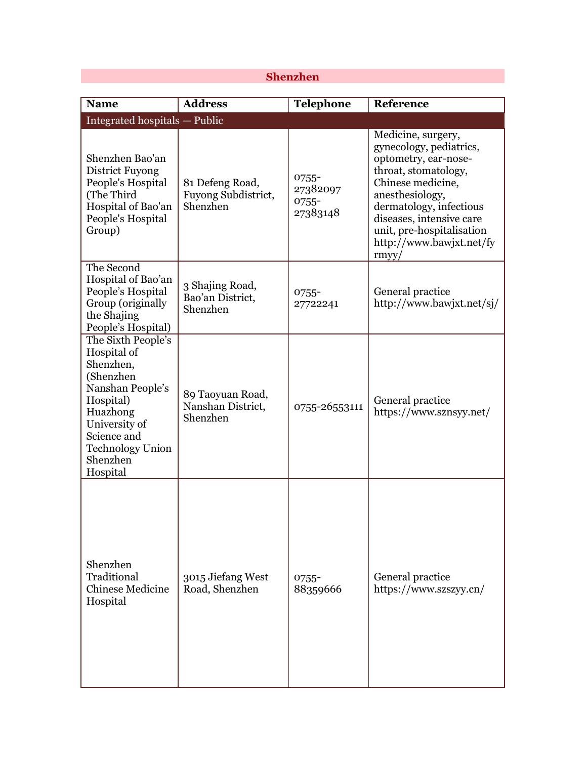## Shenzhen

| Name | Address | Telephone | Reference |
|---|---|---|---|
| Integrated hospitals — Public | | | |
| Shenzhen Bao'an District Fuyong People's Hospital (The Third Hospital of Bao'an People's Hospital Group) | 81 Defeng Road, Fuyong Subdistrict, Shenzhen | 0755-27382097 0755-27383148 | Medicine, surgery, gynecology, pediatrics, optometry, ear-nose-throat, stomatology, Chinese medicine, anesthesiology, dermatology, infectious diseases, intensive care unit, pre-hospitalisation http://www.bawjxt.net/fyrmyy/ |
| The Second Hospital of Bao'an People's Hospital Group (originally the Shajing People's Hospital) | 3 Shajing Road, Bao'an District, Shenzhen | 0755-27722241 | General practice http://www.bawjxt.net/sj/ |
| The Sixth People's Hospital of Shenzhen, (Shenzhen Nanshan People's Hospital) Huazhong University of Science and Technology Union Shenzhen Hospital | 89 Taoyuan Road, Nanshan District, Shenzhen | 0755-26553111 | General practice https://www.sznsyy.net/ |
| Shenzhen Traditional Chinese Medicine Hospital | 3015 Jiefang West Road, Shenzhen | 0755-88359666 | General practice https://www.szszyy.cn/ |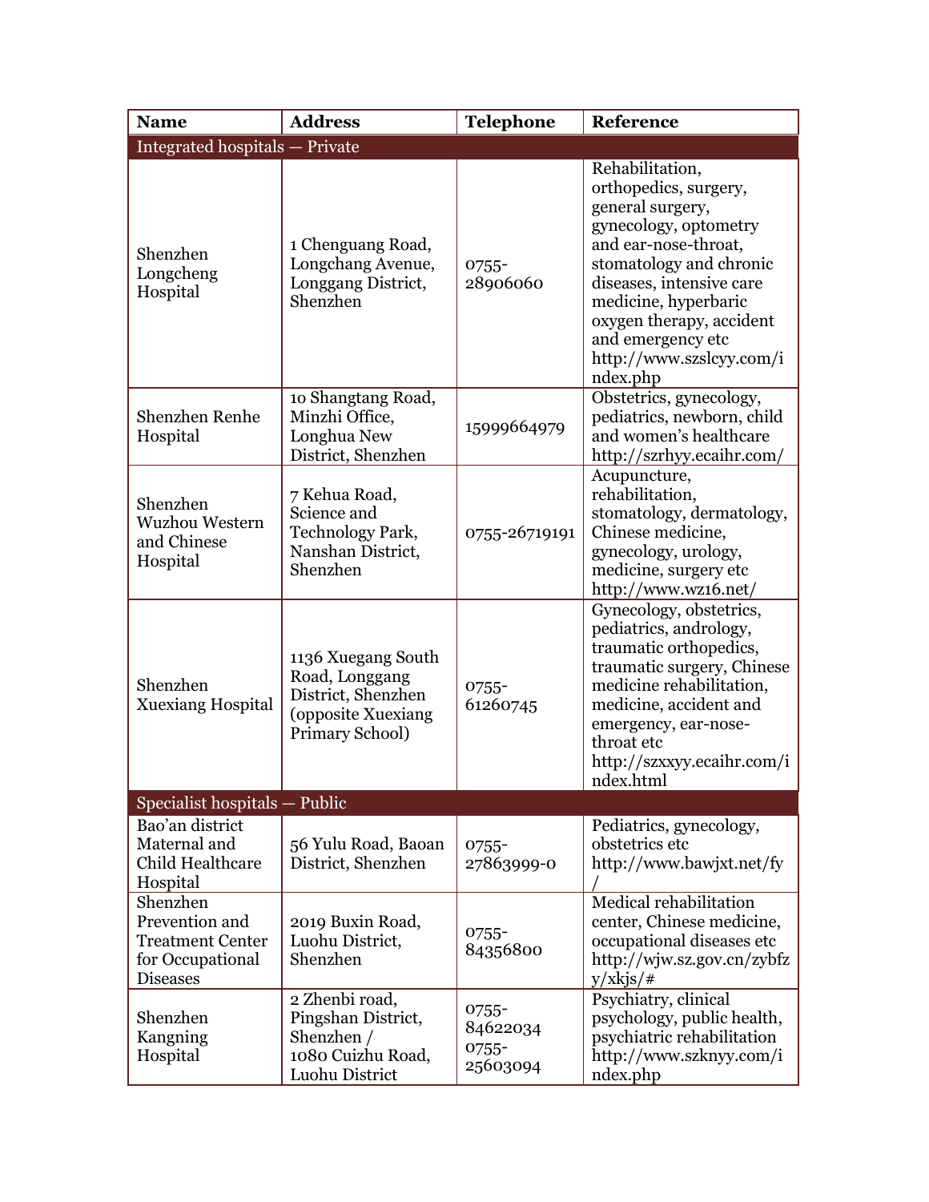| Name | Address | Telephone | Reference |
|---|---|---|---|
| Integrated hospitals — Private | | | |
| Shenzhen Longcheng Hospital | 1 Chenguang Road, Longchang Avenue, Longgang District, Shenzhen | 0755-28906060 | Rehabilitation, orthopedics, surgery, general surgery, gynecology, optometry and ear-nose-throat, stomatology and chronic diseases, intensive care medicine, hyperbaric oxygen therapy, accident and emergency etc http://www.szslcyy.com/index.php |
| Shenzhen Renhe Hospital | 10 Shangtang Road, Minzhi Office, Longhua New District, Shenzhen | 15999664979 | Obstetrics, gynecology, pediatrics, newborn, child and women's healthcare http://szrhyy.ecaihr.com/ |
| Shenzhen Wuzhou Western and Chinese Hospital | 7 Kehua Road, Science and Technology Park, Nanshan District, Shenzhen | 0755-26719191 | Acupuncture, rehabilitation, stomatology, dermatology, Chinese medicine, gynecology, urology, medicine, surgery etc http://www.wz16.net/ |
| Shenzhen Xuexiang Hospital | 1136 Xuegang South Road, Longgang District, Shenzhen (opposite Xuexiang Primary School) | 0755-61260745 | Gynecology, obstetrics, pediatrics, andrology, traumatic orthopedics, traumatic surgery, Chinese medicine rehabilitation, medicine, accident and emergency, ear-nose-throat etc http://szxxyy.ecaihr.com/index.html |
| Specialist hospitals — Public | | | |
| Bao'an district Maternal and Child Healthcare Hospital | 56 Yulu Road, Baoan District, Shenzhen | 0755-27863999-0 | Pediatrics, gynecology, obstetrics etc http://www.bawjxt.net/fy/ |
| Shenzhen Prevention and Treatment Center for Occupational Diseases | 2019 Buxin Road, Luohu District, Shenzhen | 0755-84356800 | Medical rehabilitation center, Chinese medicine, occupational diseases etc http://wjw.sz.gov.cn/zybfzy/xkjs/# |
| Shenzhen Kangning Hospital | 2 Zhenbi road, Pingshan District, Shenzhen / 1080 Cuizhu Road, Luohu District | 0755-84622034 0755-25603094 | Psychiatry, clinical psychology, public health, psychiatric rehabilitation http://www.szknyy.com/index.php |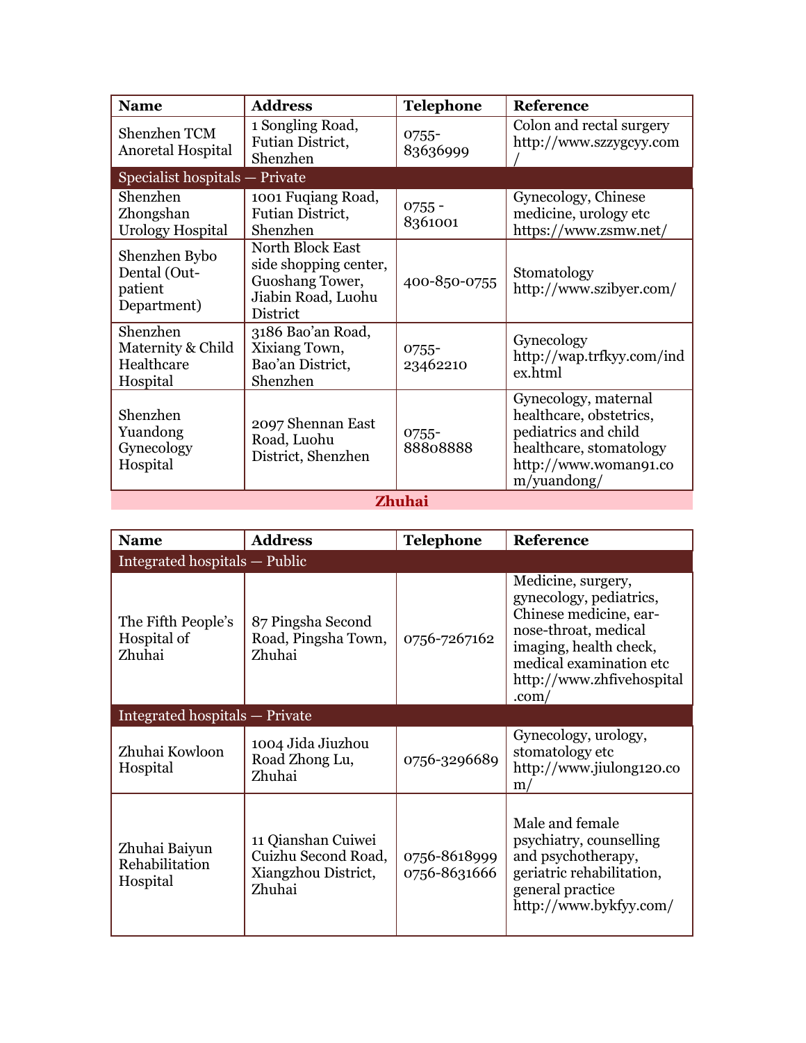| Name | Address | Telephone | Reference |
|---|---|---|---|
| Shenzhen TCM Anoretal Hospital | 1 Songling Road, Futian District, Shenzhen | 0755-83636999 | Colon and rectal surgery http://www.szzygcyy.com/ |
| Specialist hospitals — Private | | | |
| Shenzhen Zhongshan Urology Hospital | 1001 Fuqiang Road, Futian District, Shenzhen | 0755 - 8361001 | Gynecology, Chinese medicine, urology etc https://www.zsmw.net/ |
| Shenzhen Bybo Dental (Out-patient Department) | North Block East side shopping center, Guoshang Tower, Jiabin Road, Luohu District | 400-850-0755 | Stomatology http://www.szibyer.com/ |
| Shenzhen Maternity & Child Healthcare Hospital | 3186 Bao'an Road, Xixiang Town, Bao'an District, Shenzhen | 0755-23462210 | Gynecology http://wap.trfkyy.com/index.html |
| Shenzhen Yuandong Gynecology Hospital | 2097 Shennan East Road, Luohu District, Shenzhen | 0755-88808888 | Gynecology, maternal healthcare, obstetrics, pediatrics and child healthcare, stomatology http://www.woman91.com/yuandong/ |

## Zhuhai

| Name | Address | Telephone | Reference |
|---|---|---|---|
| Integrated hospitals — Public | | | |
| The Fifth People's Hospital of Zhuhai | 87 Pingsha Second Road, Pingsha Town, Zhuhai | 0756-7267162 | Medicine, surgery, gynecology, pediatrics, Chinese medicine, ear-nose-throat, medical imaging, health check, medical examination etc http://www.zhfivehospital.com/ |
| Integrated hospitals — Private | | | |
| Zhuhai Kowloon Hospital | 1004 Jida Jiuzhou Road Zhong Lu, Zhuhai | 0756-3296689 | Gynecology, urology, stomatology etc http://www.jiulong120.com/ |
| Zhuhai Baiyun Rehabilitation Hospital | 11 Qianshan Cuiwei Cuizhu Second Road, Xiangzhou District, Zhuhai | 0756-8618999 0756-8631666 | Male and female psychiatry, counselling and psychotherapy, geriatric rehabilitation, general practice http://www.bykfyy.com/ |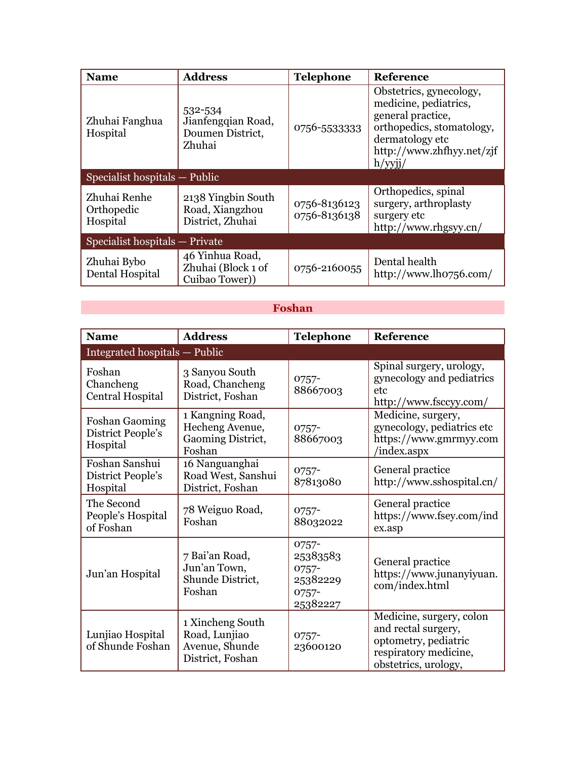| Name | Address | Telephone | Reference |
|---|---|---|---|
| Zhuhai Fanghua Hospital | 532-534 Jianfengqian Road, Doumen District, Zhuhai | 0756-5533333 | Obstetrics, gynecology, medicine, pediatrics, general practice, orthopedics, stomatology, dermatology etc http://www.zhfhyy.net/zjfh/yyjj/ |
| Specialist hospitals — Public | | | |
| Zhuhai Renhe Orthopedic Hospital | 2138 Yingbin South Road, Xiangzhou District, Zhuhai | 0756-8136123 0756-8136138 | Orthopedics, spinal surgery, arthroplasty surgery etc http://www.rhgsyy.cn/ |
| Specialist hospitals — Private | | | |
| Zhuhai Bybo Dental Hospital | 46 Yinhua Road, Zhuhai (Block 1 of Cuibao Tower)) | 0756-2160055 | Dental health http://www.lh0756.com/ |

## Foshan

| Name | Address | Telephone | Reference |
|---|---|---|---|
| Integrated hospitals — Public | | | |
| Foshan Chancheng Central Hospital | 3 Sanyou South Road, Chancheng District, Foshan | 0757-88667003 | Spinal surgery, urology, gynecology and pediatrics etc http://www.fsccyy.com/ |
| Foshan Gaoming District People's Hospital | 1 Kangning Road, Hecheng Avenue, Gaoming District, Foshan | 0757-88667003 | Medicine, surgery, gynecology, pediatrics etc https://www.gmrmyy.com/index.aspx |
| Foshan Sanshui District People's Hospital | 16 Nanguanghai Road West, Sanshui District, Foshan | 0757-87813080 | General practice http://www.sshospital.cn/ |
| The Second People's Hospital of Foshan | 78 Weiguo Road, Foshan | 0757-88032022 | General practice https://www.fsey.com/index.asp |
| Jun'an Hospital | 7 Bai'an Road, Jun'an Town, Shunde District, Foshan | 0757-25383583 0757-25382229 0757-25382227 | General practice https://www.junanyiyuan.com/index.html |
| Lunjiao Hospital of Shunde Foshan | 1 Xincheng South Road, Lunjiao Avenue, Shunde District, Foshan | 0757-23600120 | Medicine, surgery, colon and rectal surgery, optometry, pediatric respiratory medicine, obstetrics, urology, |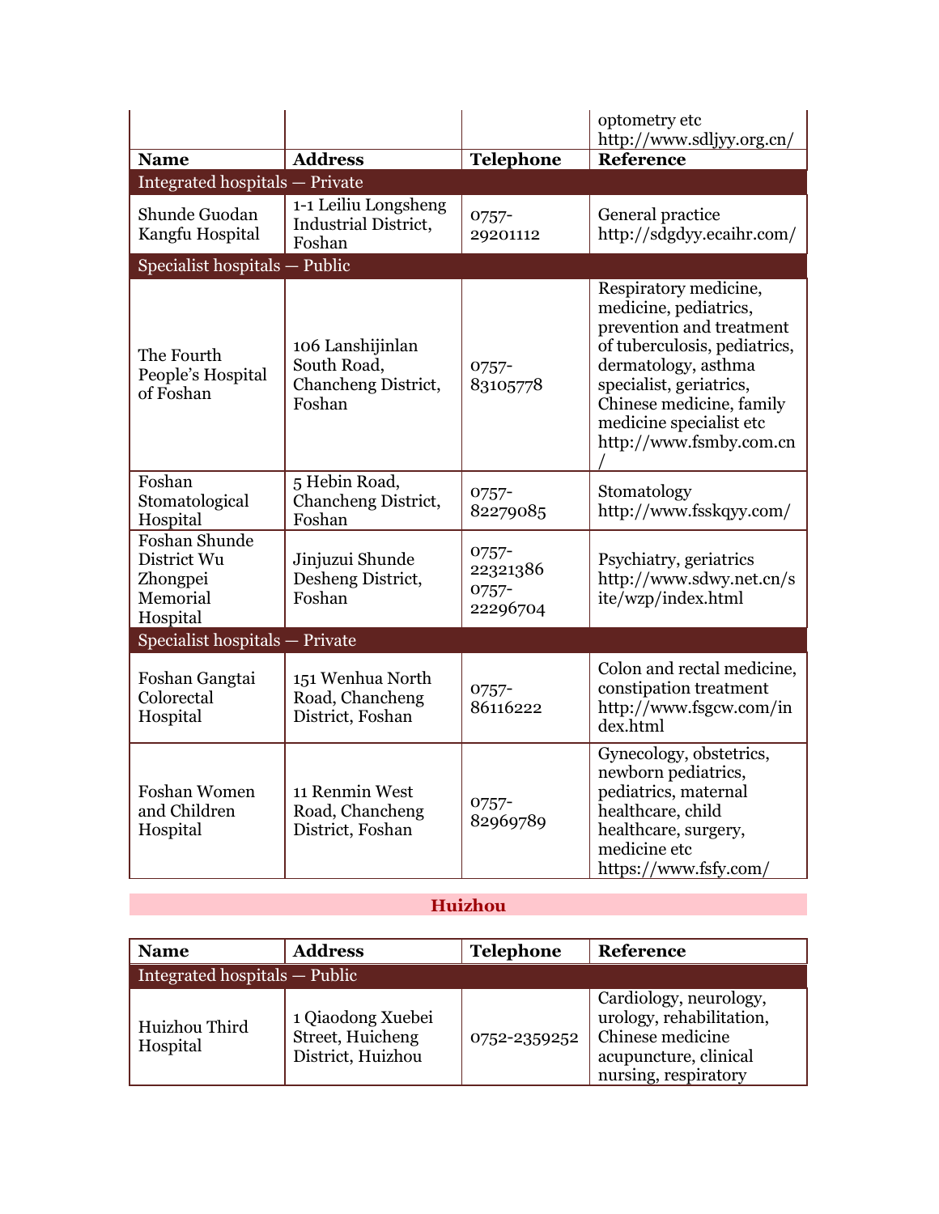| | | | optometry etc http://www.sdljyy.org.cn/ |
|---|---|---|---|
| **Name** | **Address** | **Telephone** | **Reference** |
| Integrated hospitals — Private | | | |
| Shunde Guodan Kangfu Hospital | 1-1 Leiliu Longsheng Industrial District, Foshan | 0757-29201112 | General practice http://sdgdyy.ecaihr.com/ |
| Specialist hospitals — Public | | | |
| The Fourth People's Hospital of Foshan | 106 Lanshijinlan South Road, Chancheng District, Foshan | 0757-83105778 | Respiratory medicine, medicine, pediatrics, prevention and treatment of tuberculosis, pediatrics, dermatology, asthma specialist, geriatrics, Chinese medicine, family medicine specialist etc http://www.fsmby.com.cn/ |
| Foshan Stomatological Hospital | 5 Hebin Road, Chancheng District, Foshan | 0757-82279085 | Stomatology http://www.fsskqyy.com/ |
| Foshan Shunde District Wu Zhongpei Memorial Hospital | Jinjuzui Shunde Desheng District, Foshan | 0757-22321386 0757-22296704 | Psychiatry, geriatrics http://www.sdwy.net.cn/site/wzp/index.html |
| Specialist hospitals — Private | | | |
| Foshan Gangtai Colorectal Hospital | 151 Wenhua North Road, Chancheng District, Foshan | 0757-86116222 | Colon and rectal medicine, constipation treatment http://www.fsgcw.com/index.html |
| Foshan Women and Children Hospital | 11 Renmin West Road, Chancheng District, Foshan | 0757-82969789 | Gynecology, obstetrics, newborn pediatrics, pediatrics, maternal healthcare, child healthcare, surgery, medicine etc https://www.fsfy.com/ |

## Huizhou

| **Name** | **Address** | **Telephone** | **Reference** |
|---|---|---|---|
| Integrated hospitals — Public | | | |
| Huizhou Third Hospital | 1 Qiaodong Xuebei Street, Huicheng District, Huizhou | 0752-2359252 | Cardiology, neurology, urology, rehabilitation, Chinese medicine acupuncture, clinical nursing, respiratory |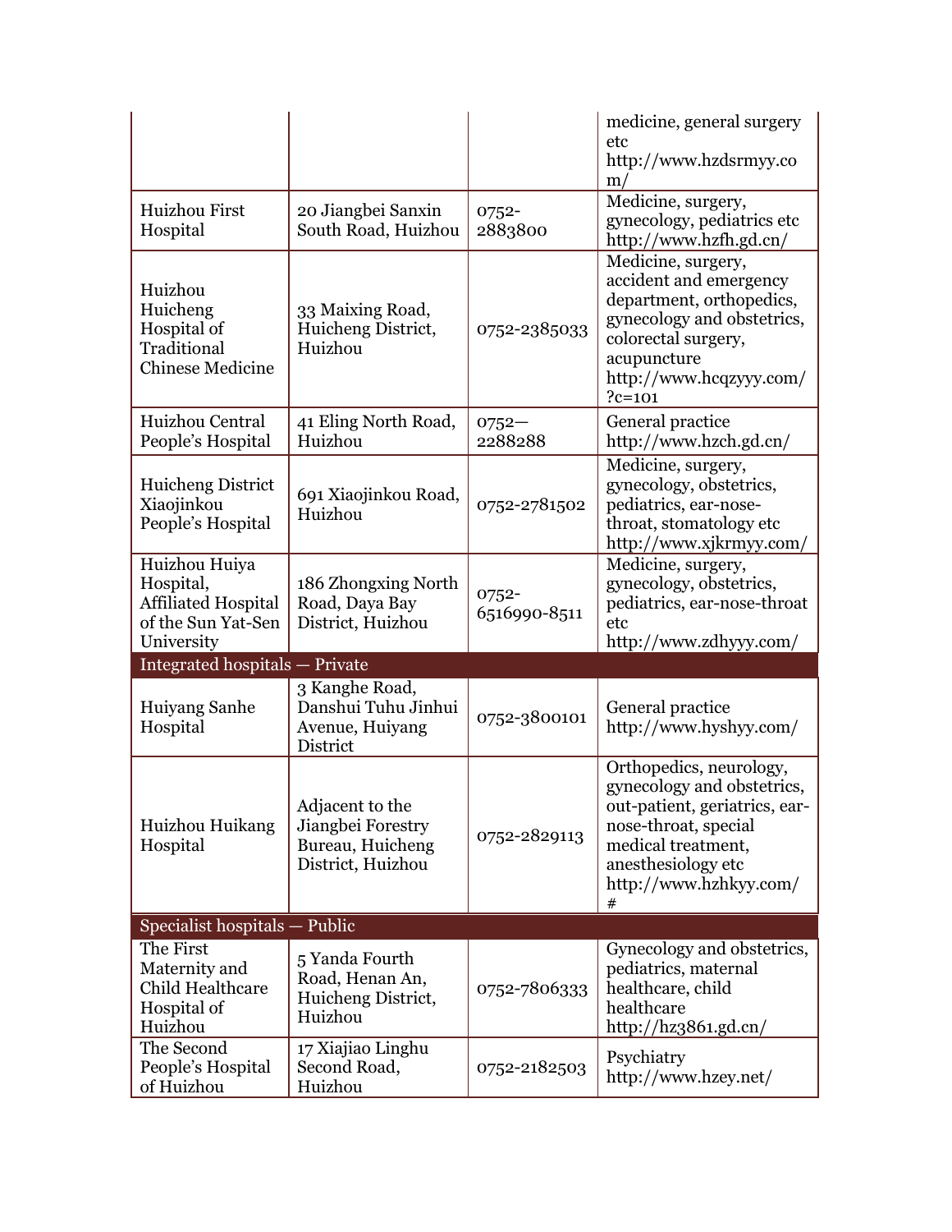| | | | |
|---|---|---|---|
| | | | medicine, general surgery etc http://www.hzdsrmyy.com/ |
| Huizhou First Hospital | 20 Jiangbei Sanxin South Road, Huizhou | 0752-2883800 | Medicine, surgery, gynecology, pediatrics etc http://www.hzfh.gd.cn/ |
| Huizhou Huicheng Hospital of Traditional Chinese Medicine | 33 Maixing Road, Huicheng District, Huizhou | 0752-2385033 | Medicine, surgery, accident and emergency department, orthopedics, gynecology and obstetrics, colorectal surgery, acupuncture http://www.hcqzyyy.com/?c=101 |
| Huizhou Central People's Hospital | 41 Eling North Road, Huizhou | 0752—2288288 | General practice http://www.hzch.gd.cn/ |
| Huicheng District Xiaojinkou People's Hospital | 691 Xiaojinkou Road, Huizhou | 0752-2781502 | Medicine, surgery, gynecology, obstetrics, pediatrics, ear-nose-throat, stomatology etc http://www.xjkrmyy.com/ |
| Huizhou Huiya Hospital, Affiliated Hospital of the Sun Yat-Sen University | 186 Zhongxing North Road, Daya Bay District, Huizhou | 0752-6516990-8511 | Medicine, surgery, gynecology, obstetrics, pediatrics, ear-nose-throat etc http://www.zdhyyy.com/ |
| Integrated hospitals — Private | | | |
| Huiyang Sanhe Hospital | 3 Kanghe Road, Danshui Tuhu Jinhui Avenue, Huiyang District | 0752-3800101 | General practice http://www.hyshyy.com/ |
| Huizhou Huikang Hospital | Adjacent to the Jiangbei Forestry Bureau, Huicheng District, Huizhou | 0752-2829113 | Orthopedics, neurology, gynecology and obstetrics, out-patient, geriatrics, ear-nose-throat, special medical treatment, anesthesiology etc http://www.hzhkyy.com/# |
| Specialist hospitals — Public | | | |
| The First Maternity and Child Healthcare Hospital of Huizhou | 5 Yanda Fourth Road, Henan An, Huicheng District, Huizhou | 0752-7806333 | Gynecology and obstetrics, pediatrics, maternal healthcare, child healthcare http://hz3861.gd.cn/ |
| The Second People's Hospital of Huizhou | 17 Xiajiao Linghu Second Road, Huizhou | 0752-2182503 | Psychiatry http://www.hzey.net/ |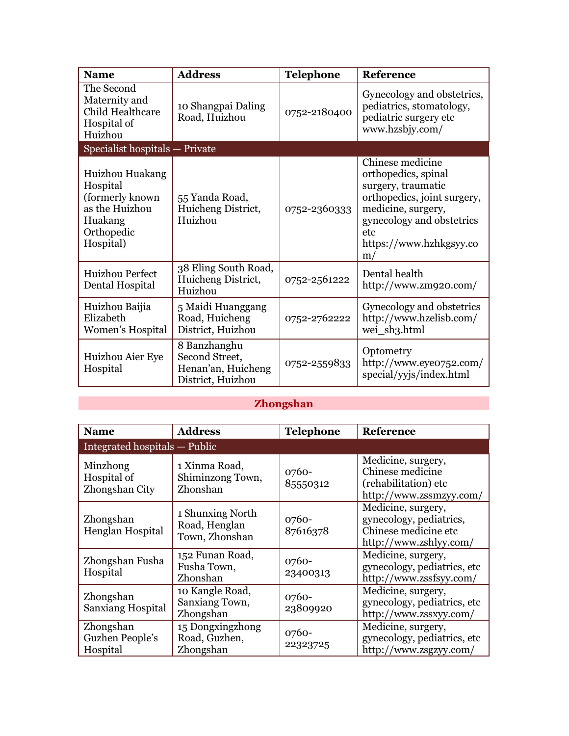| Name | Address | Telephone | Reference |
|---|---|---|---|
| The Second Maternity and Child Healthcare Hospital of Huizhou | 10 Shangpai Daling Road, Huizhou | 0752-2180400 | Gynecology and obstetrics, pediatrics, stomatology, pediatric surgery etc www.hzsbjy.com/ |
| Specialist hospitals — Private | | | |
| Huizhou Huakang Hospital (formerly known as the Huizhou Huakang Orthopedic Hospital) | 55 Yanda Road, Huicheng District, Huizhou | 0752-2360333 | Chinese medicine orthopedics, spinal surgery, traumatic orthopedics, joint surgery, medicine, surgery, gynecology and obstetrics etc https://www.hzhkgsyy.com/ |
| Huizhou Perfect Dental Hospital | 38 Eling South Road, Huicheng District, Huizhou | 0752-2561222 | Dental health http://www.zm920.com/ |
| Huizhou Baijia Elizabeth Women's Hospital | 5 Maidi Huanggang Road, Huicheng District, Huizhou | 0752-2762222 | Gynecology and obstetrics http://www.hzelisb.com/wei_sh3.html |
| Huizhou Aier Eye Hospital | 8 Banzhanghu Second Street, Henan'an, Huicheng District, Huizhou | 0752-2559833 | Optometry http://www.eye0752.com/special/yyjs/index.html |

## Zhongshan

| Name | Address | Telephone | Reference |
|---|---|---|---|
| Integrated hospitals — Public | | | |
| Minzhong Hospital of Zhongshan City | 1 Xinma Road, Shiminzong Town, Zhonshan | 0760-85550312 | Medicine, surgery, Chinese medicine (rehabilitation) etc http://www.zssmzyy.com/ |
| Zhongshan Henglan Hospital | 1 Shunxing North Road, Henglan Town, Zhonshan | 0760-87616378 | Medicine, surgery, gynecology, pediatrics, Chinese medicine etc http://www.zshlyy.com/ |
| Zhongshan Fusha Hospital | 152 Funan Road, Fusha Town, Zhonshan | 0760-23400313 | Medicine, surgery, gynecology, pediatrics, etc http://www.zssfsyy.com/ |
| Zhongshan Sanxiang Hospital | 10 Kangle Road, Sanxiang Town, Zhongshan | 0760-23809920 | Medicine, surgery, gynecology, pediatrics, etc http://www.zssxyy.com/ |
| Zhongshan Guzhen People's Hospital | 15 Dongxingzhong Road, Guzhen, Zhongshan | 0760-22323725 | Medicine, surgery, gynecology, pediatrics, etc http://www.zsgzyy.com/ |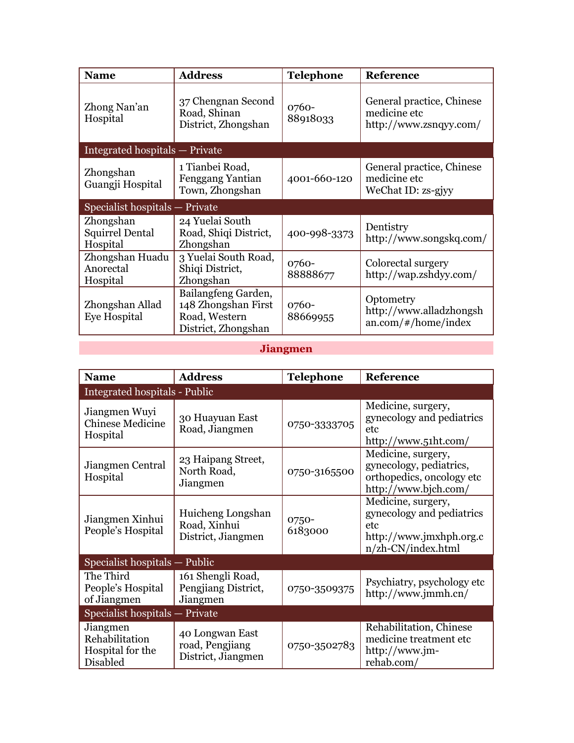| Name | Address | Telephone | Reference |
|---|---|---|---|
| Zhong Nan'an Hospital | 37 Chengnan Second Road, Shinan District, Zhongshan | 0760-88918033 | General practice, Chinese medicine etc http://www.zsnqyy.com/ |
| **Integrated hospitals — Private** | | | |
| Zhongshan Guangji Hospital | 1 Tianbei Road, Fenggang Yantian Town, Zhongshan | 4001-660-120 | General practice, Chinese medicine etc WeChat ID: zs-gjyy |
| **Specialist hospitals — Private** | | | |
| Zhongshan Squirrel Dental Hospital | 24 Yuelai South Road, Shiqi District, Zhongshan | 400-998-3373 | Dentistry http://www.songskq.com/ |
| Zhongshan Huadu Anorectal Hospital | 3 Yuelai South Road, Shiqi District, Zhongshan | 0760-88888677 | Colorectal surgery http://wap.zshdyy.com/ |
| Zhongshan Allad Eye Hospital | Bailangfeng Garden, 148 Zhongshan First Road, Western District, Zhongshan | 0760-88669955 | Optometry http://www.alladzhongshan.com/#/home/index |

## Jiangmen

| Name | Address | Telephone | Reference |
|---|---|---|---|
| **Integrated hospitals - Public** | | | |
| Jiangmen Wuyi Chinese Medicine Hospital | 30 Huayuan East Road, Jiangmen | 0750-3333705 | Medicine, surgery, gynecology and pediatrics etc http://www.51ht.com/ |
| Jiangmen Central Hospital | 23 Haipang Street, North Road, Jiangmen | 0750-3165500 | Medicine, surgery, gynecology, pediatrics, orthopedics, oncology etc http://www.bjch.com/ |
| Jiangmen Xinhui People's Hospital | Huicheng Longshan Road, Xinhui District, Jiangmen | 0750-6183000 | Medicine, surgery, gynecology and pediatrics etc http://www.jmxhph.org.cn/zh-CN/index.html |
| **Specialist hospitals — Public** | | | |
| The Third People's Hospital of Jiangmen | 161 Shengli Road, Pengjiang District, Jiangmen | 0750-3509375 | Psychiatry, psychology etc http://www.jmmh.cn/ |
| **Specialist hospitals — Private** | | | |
| Jiangmen Rehabilitation Hospital for the Disabled | 40 Longwan East road, Pengjiang District, Jiangmen | 0750-3502783 | Rehabilitation, Chinese medicine treatment etc http://www.jm-rehab.com/ |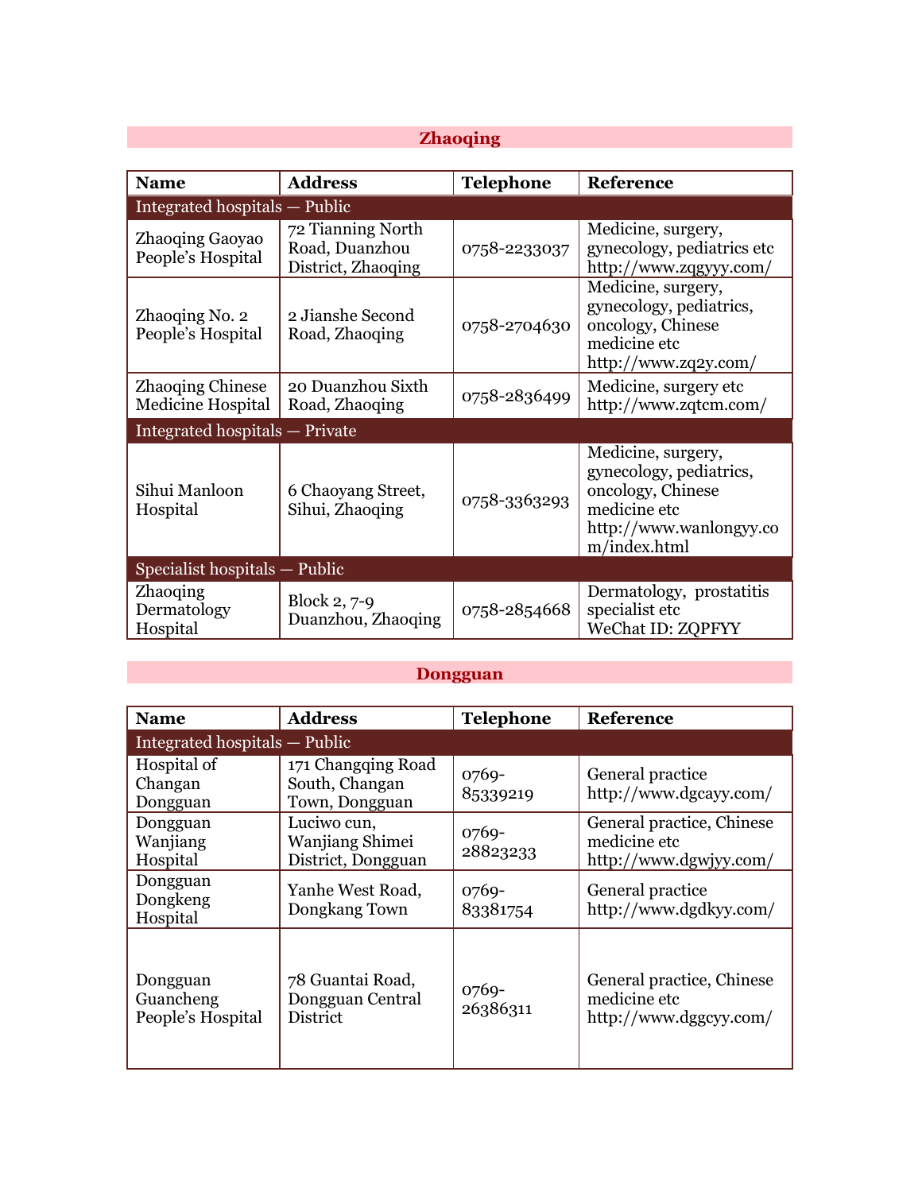## Zhaoqing

| Name | Address | Telephone | Reference |
|---|---|---|---|
| Integrated hospitals — Public | | | |
| Zhaoqing Gaoyao People's Hospital | 72 Tianning North Road, Duanzhou District, Zhaoqing | 0758-2233037 | Medicine, surgery, gynecology, pediatrics etc http://www.zqgyyy.com/ |
| Zhaoqing No. 2 People's Hospital | 2 Jianshe Second Road, Zhaoqing | 0758-2704630 | Medicine, surgery, gynecology, pediatrics, oncology, Chinese medicine etc http://www.zq2y.com/ |
| Zhaoqing Chinese Medicine Hospital | 20 Duanzhou Sixth Road, Zhaoqing | 0758-2836499 | Medicine, surgery etc http://www.zqtcm.com/ |
| Integrated hospitals — Private | | | |
| Sihui Manloon Hospital | 6 Chaoyang Street, Sihui, Zhaoqing | 0758-3363293 | Medicine, surgery, gynecology, pediatrics, oncology, Chinese medicine etc http://www.wanlongyy.com/index.html |
| Specialist hospitals — Public | | | |
| Zhaoqing Dermatology Hospital | Block 2, 7-9 Duanzhou, Zhaoqing | 0758-2854668 | Dermatology, prostatitis specialist etc WeChat ID: ZQPFYY |

## Dongguan

| Name | Address | Telephone | Reference |
|---|---|---|---|
| Integrated hospitals — Public | | | |
| Hospital of Changan Dongguan | 171 Changqing Road South, Changan Town, Dongguan | 0769-85339219 | General practice http://www.dgcayy.com/ |
| Dongguan Wanjiang Hospital | Luciwo cun, Wanjiang Shimei District, Dongguan | 0769-28823233 | General practice, Chinese medicine etc http://www.dgwjyy.com/ |
| Dongguan Dongkeng Hospital | Yanhe West Road, Dongkang Town | 0769-83381754 | General practice http://www.dgdkyy.com/ |
| Dongguan Guancheng People's Hospital | 78 Guantai Road, Dongguan Central District | 0769-26386311 | General practice, Chinese medicine etc http://www.dggcyy.com/ |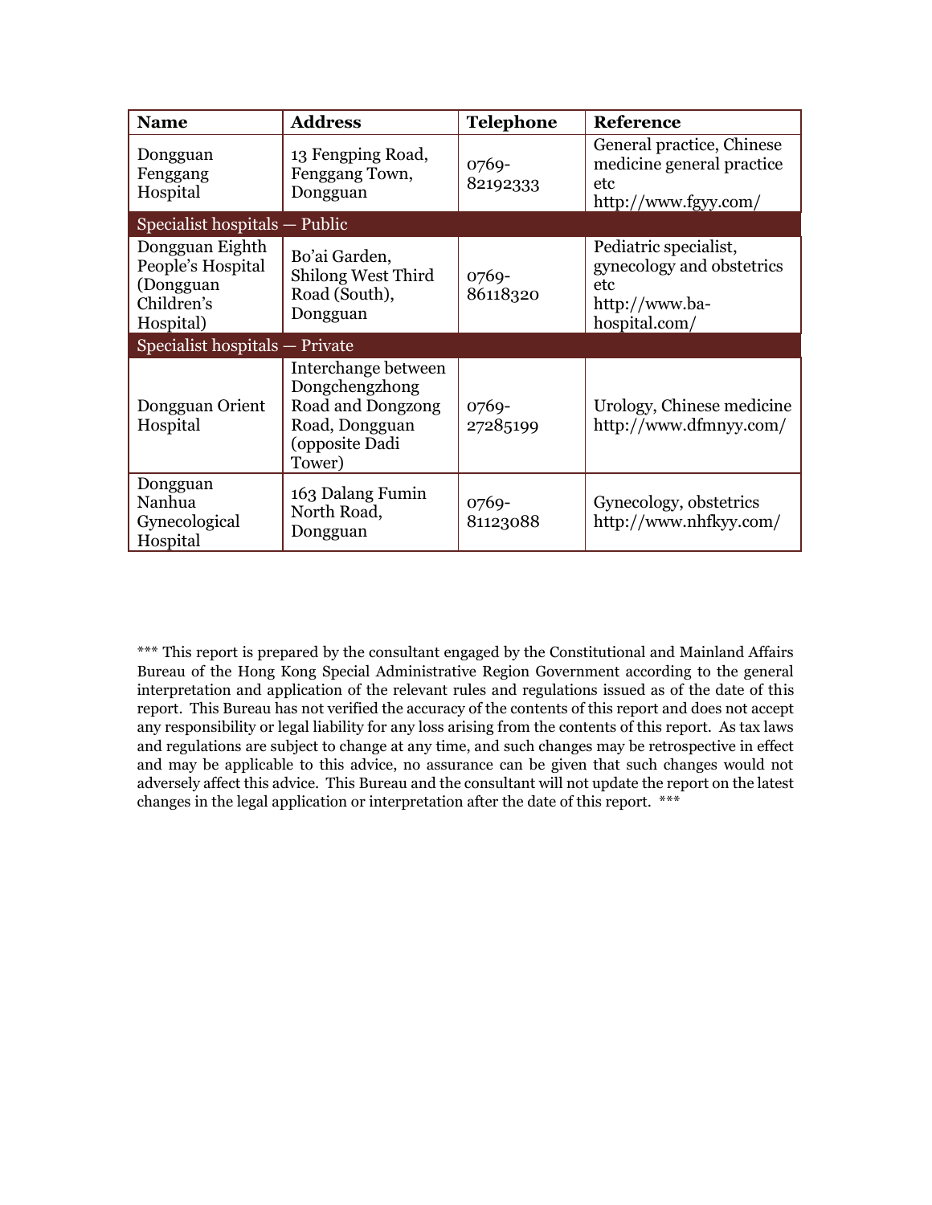| Name | Address | Telephone | Reference |
|---|---|---|---|
| Dongguan Fenggang Hospital | 13 Fengping Road, Fenggang Town, Dongguan | 0769-82192333 | General practice, Chinese medicine general practice etc http://www.fgyy.com/ |
| Specialist hospitals — Public | | | |
| Dongguan Eighth People's Hospital (Dongguan Children's Hospital) | Bo'ai Garden, Shilong West Third Road (South), Dongguan | 0769-86118320 | Pediatric specialist, gynecology and obstetrics etc http://www.ba-hospital.com/ |
| Specialist hospitals — Private | | | |
| Dongguan Orient Hospital | Interchange between Dongchengzhong Road and Dongzong Road, Dongguan (opposite Dadi Tower) | 0769-27285199 | Urology, Chinese medicine http://www.dfmnyy.com/ |
| Dongguan Nanhua Gynecological Hospital | 163 Dalang Fumin North Road, Dongguan | 0769-81123088 | Gynecology, obstetrics http://www.nhfkyy.com/ |

*** This report is prepared by the consultant engaged by the Constitutional and Mainland Affairs Bureau of the Hong Kong Special Administrative Region Government according to the general interpretation and application of the relevant rules and regulations issued as of the date of this report. This Bureau has not verified the accuracy of the contents of this report and does not accept any responsibility or legal liability for any loss arising from the contents of this report. As tax laws and regulations are subject to change at any time, and such changes may be retrospective in effect and may be applicable to this advice, no assurance can be given that such changes would not adversely affect this advice. This Bureau and the consultant will not update the report on the latest changes in the legal application or interpretation after the date of this report. ***